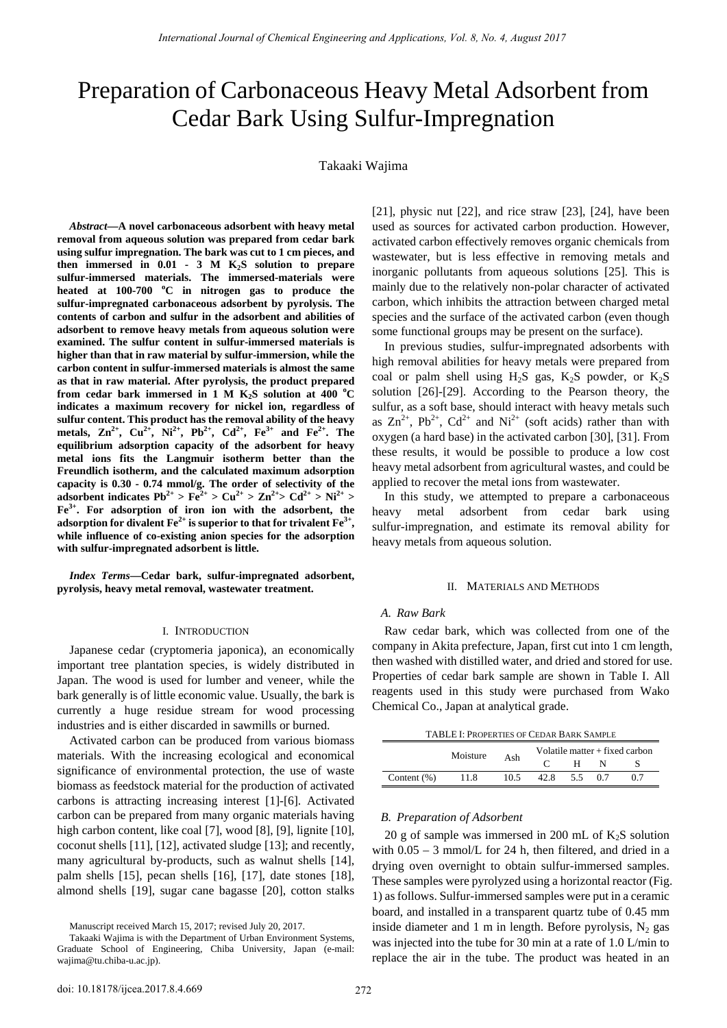# Preparation of Carbonaceous Heavy Metal Adsorbent from Cedar Bark Using Sulfur-Impregnation

Takaaki Wajima

***Abstract*—A novel carbonaceous adsorbent with heavy metal removal from aqueous solution was prepared from cedar bark using sulfur impregnation. The bark was cut to 1 cm pieces, and then immersed in 0.01 - 3 M $K_2S$ solution to prepare sulfur-immersed materials. The immersed-materials were heated at 100-700 °C in nitrogen gas to produce the sulfur-impregnated carbonaceous adsorbent by pyrolysis. The contents of carbon and sulfur in the adsorbent and abilities of adsorbent to remove heavy metals from aqueous solution were examined. The sulfur content in sulfur-immersed materials is higher than that in raw material by sulfur-immersion, while the carbon content in sulfur-immersed materials is almost the same as that in raw material. After pyrolysis, the product prepared from cedar bark immersed in 1 M $K_2S$ solution at 400 °C indicates a maximum recovery for nickel ion, regardless of sulfur content. This product has the removal ability of the heavy metals, $Zn^{2+}$, $Cu^{2+}$, $Ni^{2+}$, $Pb^{2+}$, $Cd^{2+}$, $Fe^{3+}$ and $Fe^{2+}$. The equilibrium adsorption capacity of the adsorbent for heavy metal ions fits the Langmuir isotherm better than the Freundlich isotherm, and the calculated maximum adsorption capacity is 0.30 - 0.74 mmol/g. The order of selectivity of the adsorbent indicates $Pb^{2+} > Fe^{2+} > Cu^{2+} > Zn^{2+} > Cd^{2+} > Ni^{2+} > Fe^{3+}$. For adsorption of iron ion with the adsorbent, the adsorption for divalent $Fe^{2+}$ is superior to that for trivalent $Fe^{3+}$, while influence of co-existing anion species for the adsorption with sulfur-impregnated adsorbent is little.**

***Index Terms*—Cedar bark, sulfur-impregnated adsorbent, pyrolysis, heavy metal removal, wastewater treatment.**

## I. Introduction

Japanese cedar (cryptomeria japonica), an economically important tree plantation species, is widely distributed in Japan. The wood is used for lumber and veneer, while the bark generally is of little economic value. Usually, the bark is currently a huge residue stream for wood processing industries and is either discarded in sawmills or burned.

Activated carbon can be produced from various biomass materials. With the increasing ecological and economical significance of environmental protection, the use of waste biomass as feedstock material for the production of activated carbons is attracting increasing interest [1]-[6]. Activated carbon can be prepared from many organic materials having high carbon content, like coal [7], wood [8], [9], lignite [10], coconut shells [11], [12], activated sludge [13]; and recently, many agricultural by-products, such as walnut shells [14], palm shells [15], pecan shells [16], [17], date stones [18], almond shells [19], sugar cane bagasse [20], cotton stalks [21], physic nut [22], and rice straw [23], [24], have been used as sources for activated carbon production. However, activated carbon effectively removes organic chemicals from wastewater, but is less effective in removing metals and inorganic pollutants from aqueous solutions [25]. This is mainly due to the relatively non-polar character of activated carbon, which inhibits the attraction between charged metal species and the surface of the activated carbon (even though some functional groups may be present on the surface).

In previous studies, sulfur-impregnated adsorbents with high removal abilities for heavy metals were prepared from coal or palm shell using $H_2S$ gas, $K_2S$ powder, or $K_2S$ solution [26]-[29]. According to the Pearson theory, the sulfur, as a soft base, should interact with heavy metals such as $Zn^{2+}$, $Pb^{2+}$, $Cd^{2+}$ and $Ni^{2+}$ (soft acids) rather than with oxygen (a hard base) in the activated carbon [30], [31]. From these results, it would be possible to produce a low cost heavy metal adsorbent from agricultural wastes, and could be applied to recover the metal ions from wastewater.

In this study, we attempted to prepare a carbonaceous heavy metal adsorbent from cedar bark using sulfur-impregnation, and estimate its removal ability for heavy metals from aqueous solution.

## II. Materials and Methods

### A. Raw Bark

Raw cedar bark, which was collected from one of the company in Akita prefecture, Japan, first cut into 1 cm length, then washed with distilled water, and dried and stored for use. Properties of cedar bark sample are shown in Table I. All reagents used in this study were purchased from Wako Chemical Co., Japan at analytical grade.

TABLE I: Properties of Cedar Bark Sample

| | Moisture | Ash | Volatile matter + fixed carbon | | | |
|---|---|---|---|---|---|---|
| | | | C | H | N | S |
| Content (%) | 11.8 | 10.5 | 42.8 | 5.5 | 0.7 | 0.7 |

### B. Preparation of Adsorbent

20 g of sample was immersed in 200 mL of $K_2S$ solution with 0.05 – 3 mmol/L for 24 h, then filtered, and dried in a drying oven overnight to obtain sulfur-immersed samples. These samples were pyrolyzed using a horizontal reactor (Fig. 1) as follows. Sulfur-immersed samples were put in a ceramic board, and installed in a transparent quartz tube of 0.45 mm inside diameter and 1 m in length. Before pyrolysis, $N_2$ gas was injected into the tube for 30 min at a rate of 1.0 L/min to replace the air in the tube. The product was heated in an

Manuscript received March 15, 2017; revised July 20, 2017.

Takaaki Wajima is with the Department of Urban Environment Systems, Graduate School of Engineering, Chiba University, Japan (e-mail: wajima@tu.chiba-u.ac.jp).

doi: 10.18178/ijcea.2017.8.4.669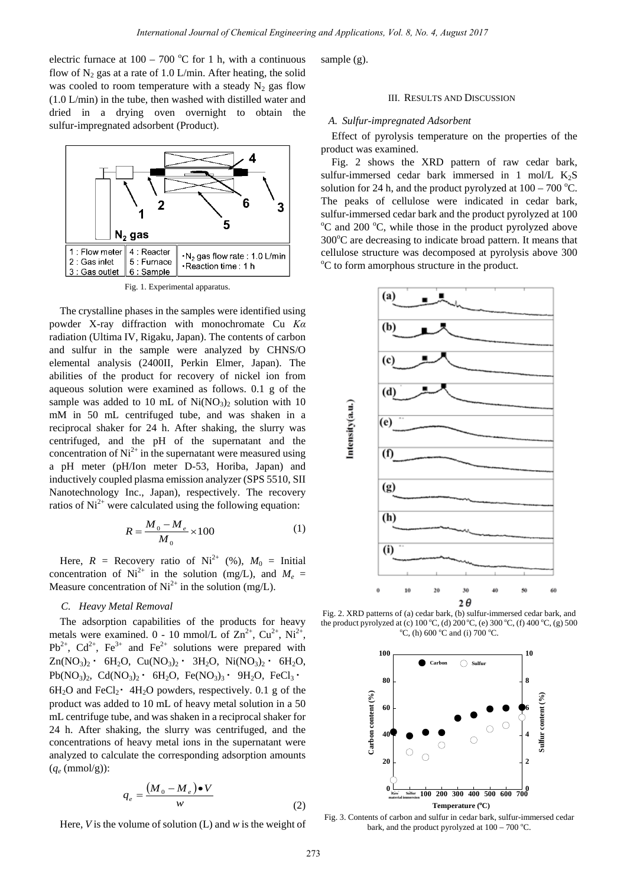electric furnace at 100 – 700 °C for 1 h, with a continuous flow of $N_2$ gas at a rate of 1.0 L/min. After heating, the solid was cooled to room temperature with a steady $N_2$ gas flow (1.0 L/min) in the tube, then washed with distilled water and dried in a drying oven overnight to obtain the sulfur-impregnated adsorbent (Product).

Fig. 1. Experimental apparatus.

The crystalline phases in the samples were identified using powder X-ray diffraction with monochromate Cu *Kα* radiation (Ultima IV, Rigaku, Japan). The contents of carbon and sulfur in the sample were analyzed by CHNS/O elemental analysis (2400II, Perkin Elmer, Japan). The abilities of the product for recovery of nickel ion from aqueous solution were examined as follows. 0.1 g of the sample was added to 10 mL of $Ni(NO_3)_2$ solution with 10 mM in 50 mL centrifuged tube, and was shaken in a reciprocal shaker for 24 h. After shaking, the slurry was centrifuged, and the pH of the supernatant and the concentration of $Ni^{2+}$ in the supernatant were measured using a pH meter (pH/Ion meter D-53, Horiba, Japan) and inductively coupled plasma emission analyzer (SPS 5510, SII Nanotechnology Inc., Japan), respectively. The recovery ratios of $Ni^{2+}$ were calculated using the following equation:

$$R = \frac{M_0 - M_e}{M_0} \times 100 \quad (1)$$

Here, $R$ = Recovery ratio of $Ni^{2+}$ (%), $M_0$ = Initial concentration of $Ni^{2+}$ in the solution (mg/L), and $M_e$ = Measure concentration of $Ni^{2+}$ in the solution (mg/L).

### C. Heavy Metal Removal

The adsorption capabilities of the products for heavy metals were examined. 0 - 10 mmol/L of $Zn^{2+}$, $Cu^{2+}$, $Ni^{2+}$, $Pb^{2+}$, $Cd^{2+}$, $Fe^{3+}$ and $Fe^{2+}$ solutions were prepared with $Zn(NO_3)_2 \cdot 6H_2O$, $Cu(NO_3)_2 \cdot 3H_2O$, $Ni(NO_3)_2 \cdot 6H_2O$, $Pb(NO_3)_2$, $Cd(NO_3)_2 \cdot 6H_2O$, $Fe(NO_3)_3 \cdot 9H_2O$, $FeCl_3 \cdot 6H_2O$ and $FeCl_2 \cdot 4H_2O$ powders, respectively. 0.1 g of the product was added to 10 mL of heavy metal solution in a 50 mL centrifuge tube, and was shaken in a reciprocal shaker for 24 h. After shaking, the slurry was centrifuged, and the concentrations of heavy metal ions in the supernatant were analyzed to calculate the corresponding adsorption amounts ($q_e$ (mmol/g)):

$$q_e = \frac{(M_0 - M_e) \bullet V}{w} \quad (2)$$

Here, $V$ is the volume of solution (L) and $w$ is the weight of sample (g).

## III. Results and Discussion

### A. Sulfur-impregnated Adsorbent

Effect of pyrolysis temperature on the properties of the product was examined.

Fig. 2 shows the XRD pattern of raw cedar bark, sulfur-immersed cedar bark immersed in 1 mol/L $K_2S$ solution for 24 h, and the product pyrolyzed at 100 – 700 °C. The peaks of cellulose were indicated in cedar bark, sulfur-immersed cedar bark and the product pyrolyzed at 100 °C and 200 °C, while those in the product pyrolyzed above 300°C are decreasing to indicate broad pattern. It means that cellulose structure was decomposed at pyrolysis above 300 °C to form amorphous structure in the product.

Fig. 2. XRD patterns of (a) cedar bark, (b) sulfur-immersed cedar bark, and the product pyrolyzed at (c) 100 °C, (d) 200 °C, (e) 300 °C, (f) 400 °C, (g) 500 °C, (h) 600 °C and (i) 700 °C.

Fig. 3. Contents of carbon and sulfur in cedar bark, sulfur-immersed cedar bark, and the product pyrolyzed at 100 – 700 °C.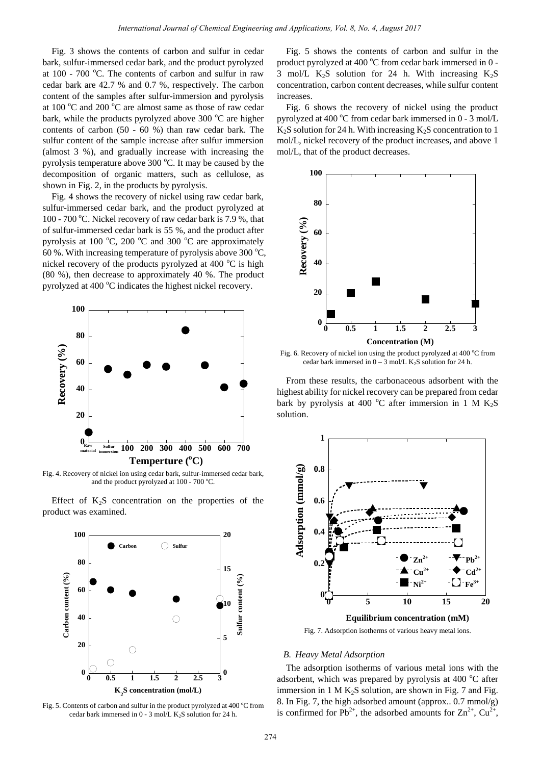Fig. 3 shows the contents of carbon and sulfur in cedar bark, sulfur-immersed cedar bark, and the product pyrolyzed at 100 - 700 °C. The contents of carbon and sulfur in raw cedar bark are 42.7 % and 0.7 %, respectively. The carbon content of the samples after sulfur-immersion and pyrolysis at 100 °C and 200 °C are almost same as those of raw cedar bark, while the products pyrolyzed above 300 °C are higher contents of carbon (50 - 60 %) than raw cedar bark. The sulfur content of the sample increase after sulfur immersion (almost 3 %), and gradually increase with increasing the pyrolysis temperature above 300 °C. It may be caused by the decomposition of organic matters, such as cellulose, as shown in Fig. 2, in the products by pyrolysis.

Fig. 4 shows the recovery of nickel using raw cedar bark, sulfur-immersed cedar bark, and the product pyrolyzed at 100 - 700 °C. Nickel recovery of raw cedar bark is 7.9 %, that of sulfur-immersed cedar bark is 55 %, and the product after pyrolysis at 100 °C, 200 °C and 300 °C are approximately 60 %. With increasing temperature of pyrolysis above 300 °C, nickel recovery of the products pyrolyzed at 400 °C is high (80 %), then decrease to approximately 40 %. The product pyrolyzed at 400 °C indicates the highest nickel recovery.

Fig. 4. Recovery of nickel ion using cedar bark, sulfur-immersed cedar bark, and the product pyrolyzed at 100 - 700 °C.

Effect of $K_2S$ concentration on the properties of the product was examined.

Fig. 5. Contents of carbon and sulfur in the product pyrolyzed at 400 °C from cedar bark immersed in 0 - 3 mol/L $K_2S$ solution for 24 h.

Fig. 5 shows the contents of carbon and sulfur in the product pyrolyzed at 400 °C from cedar bark immersed in 0 - 3 mol/L $K_2S$ solution for 24 h. With increasing $K_2S$ concentration, carbon content decreases, while sulfur content increases.

Fig. 6 shows the recovery of nickel using the product pyrolyzed at 400 °C from cedar bark immersed in 0 - 3 mol/L $K_2S$ solution for 24 h. With increasing $K_2S$ concentration to 1 mol/L, nickel recovery of the product increases, and above 1 mol/L, that of the product decreases.

Fig. 6. Recovery of nickel ion using the product pyrolyzed at 400 °C from cedar bark immersed in 0 – 3 mol/L $K_2S$ solution for 24 h.

From these results, the carbonaceous adsorbent with the highest ability for nickel recovery can be prepared from cedar bark by pyrolysis at 400 °C after immersion in 1 M $K_2S$ solution.

Fig. 7. Adsorption isotherms of various heavy metal ions.

*B. Heavy Metal Adsorption*

The adsorption isotherms of various metal ions with the adsorbent, which was prepared by pyrolysis at 400 °C after immersion in 1 M $K_2S$ solution, are shown in Fig. 7 and Fig. 8. In Fig. 7, the high adsorbed amount (approx.. 0.7 mmol/g) is confirmed for $Pb^{2+}$, the adsorbed amounts for $Zn^{2+}$, $Cu^{2+}$,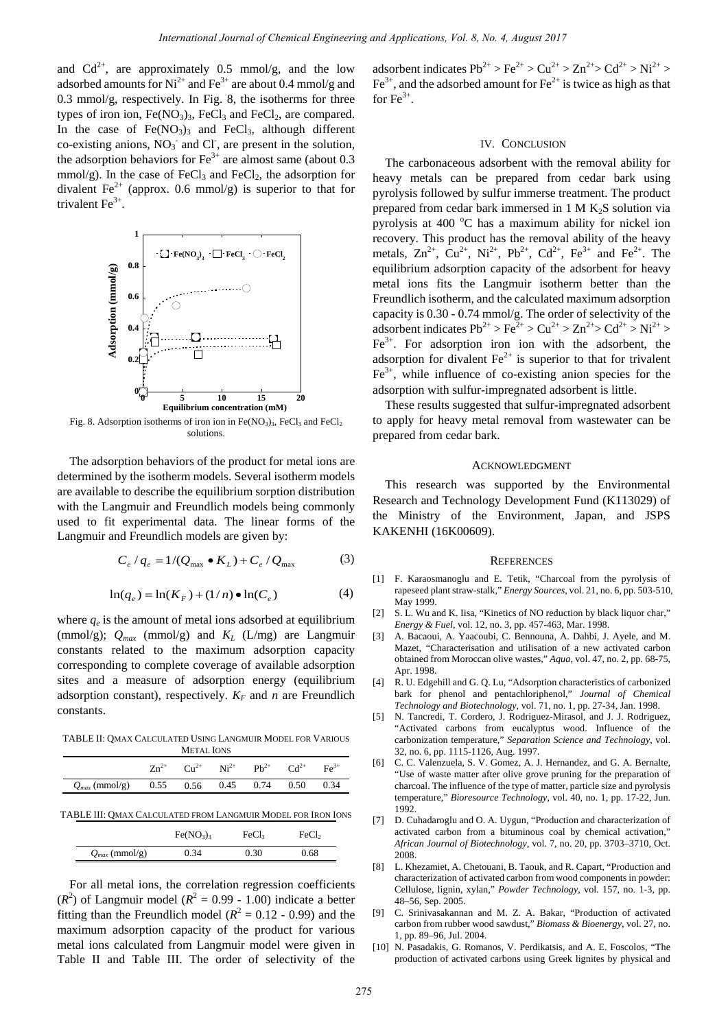and $Cd^{2+}$, are approximately 0.5 mmol/g, and the low adsorbed amounts for $Ni^{2+}$ and $Fe^{3+}$ are about 0.4 mmol/g and 0.3 mmol/g, respectively. In Fig. 8, the isotherms for three types of iron ion, $Fe(NO_3)_3$, $FeCl_3$ and $FeCl_2$, are compared. In the case of $Fe(NO_3)_3$ and $FeCl_3$, although different co-existing anions, $NO_3^-$ and $Cl^-$, are present in the solution, the adsorption behaviors for $Fe^{3+}$ are almost same (about 0.3 mmol/g). In the case of $FeCl_3$ and $FeCl_2$, the adsorption for divalent $Fe^{2+}$ (approx. 0.6 mmol/g) is superior to that for trivalent $Fe^{3+}$.

Fig. 8. Adsorption isotherms of iron ion in $Fe(NO_3)_3$, $FeCl_3$ and $FeCl_2$ solutions.

The adsorption behaviors of the product for metal ions are determined by the isotherm models. Several isotherm models are available to describe the equilibrium sorption distribution with the Langmuir and Freundlich models being commonly used to fit experimental data. The linear forms of the Langmuir and Freundlich models are given by:

$$C_e / q_e = 1/(Q_{max} \bullet K_L) + C_e / Q_{max} \quad (3)$$

$$\ln(q_e) = \ln(K_F) + (1/n) \bullet \ln(C_e) \quad (4)$$

where $q_e$ is the amount of metal ions adsorbed at equilibrium (mmol/g); $Q_{max}$ (mmol/g) and $K_L$ (L/mg) are Langmuir constants related to the maximum adsorption capacity corresponding to complete coverage of available adsorption sites and a measure of adsorption energy (equilibrium adsorption constant), respectively. $K_F$ and $n$ are Freundlich constants.

TABLE II: QMAX CALCULATED USING LANGMUIR MODEL FOR VARIOUS METAL IONS

| | $Zn^{2+}$ | $Cu^{2+}$ | $Ni^{2+}$ | $Pb^{2+}$ | $Cd^{2+}$ | $Fe^{3+}$ |
|---|---|---|---|---|---|---|
| $Q_{max}$ (mmol/g) | 0.55 | 0.56 | 0.45 | 0.74 | 0.50 | 0.34 |

TABLE III: QMAX CALCULATED FROM LANGMUIR MODEL FOR IRON IONS

| | $Fe(NO_3)_3$ | $FeCl_3$ | $FeCl_2$ |
|---|---|---|---|
| $Q_{max}$ (mmol/g) | 0.34 | 0.30 | 0.68 |

For all metal ions, the correlation regression coefficients ($R^2$) of Langmuir model ($R^2$ = 0.99 - 1.00) indicate a better fitting than the Freundlich model ($R^2$ = 0.12 - 0.99) and the maximum adsorption capacity of the product for various metal ions calculated from Langmuir model were given in Table II and Table III. The order of selectivity of the adsorbent indicates $Pb^{2+} > Fe^{2+} > Cu^{2+} > Zn^{2+} > Cd^{2+} > Ni^{2+} > Fe^{3+}$, and the adsorbed amount for $Fe^{2+}$ is twice as high as that for $Fe^{3+}$.

## IV. CONCLUSION

The carbonaceous adsorbent with the removal ability for heavy metals can be prepared from cedar bark using pyrolysis followed by sulfur immerse treatment. The product prepared from cedar bark immersed in 1 M $K_2S$ solution via pyrolysis at 400 °C has a maximum ability for nickel ion recovery. This product has the removal ability of the heavy metals, $Zn^{2+}$, $Cu^{2+}$, $Ni^{2+}$, $Pb^{2+}$, $Cd^{2+}$, $Fe^{3+}$ and $Fe^{2+}$. The equilibrium adsorption capacity of the adsorbent for heavy metal ions fits the Langmuir isotherm better than the Freundlich isotherm, and the calculated maximum adsorption capacity is 0.30 - 0.74 mmol/g. The order of selectivity of the adsorbent indicates $Pb^{2+} > Fe^{2+} > Cu^{2+} > Zn^{2+} > Cd^{2+} > Ni^{2+} > Fe^{3+}$. For adsorption iron ion with the adsorbent, the adsorption for divalent $Fe^{2+}$ is superior to that for trivalent $Fe^{3+}$, while influence of co-existing anion species for the adsorption with sulfur-impregnated adsorbent is little.

These results suggested that sulfur-impregnated adsorbent to apply for heavy metal removal from wastewater can be prepared from cedar bark.

## ACKNOWLEDGMENT

This research was supported by the Environmental Research and Technology Development Fund (K113029) of the Ministry of the Environment, Japan, and JSPS KAKENHI (16K00609).

## REFERENCES

[1] F. Karaosmanoglu and E. Tetik, "Charcoal from the pyrolysis of rapeseed plant straw-stalk," *Energy Sources*, vol. 21, no. 6, pp. 503-510, May 1999.

[2] S. L. Wu and K. Iisa, "Kinetics of NO reduction by black liquor char," *Energy & Fuel*, vol. 12, no. 3, pp. 457-463, Mar. 1998.

[3] A. Bacaoui, A. Yaacoubi, C. Bennouna, A. Dahbi, J. Ayele, and M. Mazet, "Characterisation and utilisation of a new activated carbon obtained from Moroccan olive wastes," *Aqua*, vol. 47, no. 2, pp. 68-75, Apr. 1998.

[4] R. U. Edgehill and G. Q. Lu, "Adsorption characteristics of carbonized bark for phenol and pentachloriphenol," *Journal of Chemical Technology and Biotechnology*, vol. 71, no. 1, pp. 27-34, Jan. 1998.

[5] N. Tancredi, T. Cordero, J. Rodriguez-Mirasol, and J. J. Rodriguez, "Activated carbons from eucalyptus wood. Influence of the carbonization temperature," *Separation Science and Technology*, vol. 32, no. 6, pp. 1115-1126, Aug. 1997.

[6] C. C. Valenzuela, S. V. Gomez, A. J. Hernandez, and G. A. Bernalte, "Use of waste matter after olive grove pruning for the preparation of charcoal. The influence of the type of matter, particle size and pyrolysis temperature," *Bioresource Technology*, vol. 40, no. 1, pp. 17-22, Jun. 1992.

[7] D. Cuhadaroglu and O. A. Uygun, "Production and characterization of activated carbon from a bituminous coal by chemical activation," *African Journal of Biotechnology*, vol. 7, no. 20, pp. 3703–3710, Oct. 2008.

[8] L. Khezamiet, A. Chetouani, B. Taouk, and R. Capart, "Production and characterization of activated carbon from wood components in powder: Cellulose, lignin, xylan," *Powder Technology*, vol. 157, no. 1-3, pp. 48–56, Sep. 2005.

[9] C. Srinivasakannan and M. Z. A. Bakar, "Production of activated carbon from rubber wood sawdust," *Biomass & Bioenergy*, vol. 27, no. 1, pp. 89–96, Jul. 2004.

[10] N. Pasadakis, G. Romanos, V. Perdikatsis, and A. E. Foscolos, "The production of activated carbons using Greek lignites by physical and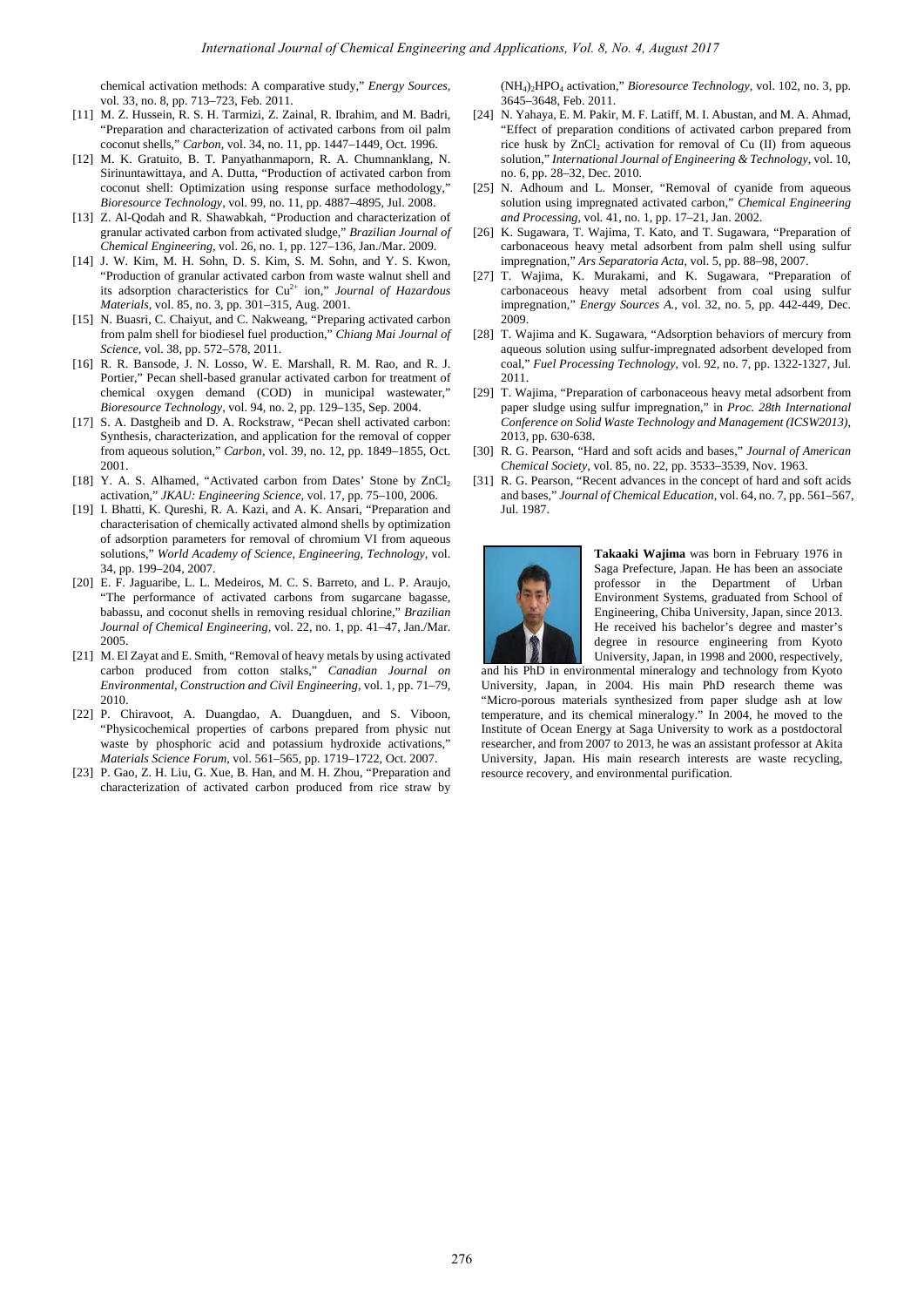chemical activation methods: A comparative study," *Energy Sources*, vol. 33, no. 8, pp. 713–723, Feb. 2011.

[11] M. Z. Hussein, R. S. H. Tarmizi, Z. Zainal, R. Ibrahim, and M. Badri, "Preparation and characterization of activated carbons from oil palm coconut shells," *Carbon*, vol. 34, no. 11, pp. 1447–1449, Oct. 1996.

[12] M. K. Gratuito, B. T. Panyathanmaporn, R. A. Chumnanklang, N. Sirinuntawittaya, and A. Dutta, "Production of activated carbon from coconut shell: Optimization using response surface methodology," *Bioresource Technology*, vol. 99, no. 11, pp. 4887–4895, Jul. 2008.

[13] Z. Al-Qodah and R. Shawabkah, "Production and characterization of granular activated carbon from activated sludge," *Brazilian Journal of Chemical Engineering*, vol. 26, no. 1, pp. 127–136, Jan./Mar. 2009.

[14] J. W. Kim, M. H. Sohn, D. S. Kim, S. M. Sohn, and Y. S. Kwon, "Production of granular activated carbon from waste walnut shell and its adsorption characteristics for $Cu^{2+}$ ion," *Journal of Hazardous Materials*, vol. 85, no. 3, pp. 301–315, Aug. 2001.

[15] N. Buasri, C. Chaiyut, and C. Nakweang, "Preparing activated carbon from palm shell for biodiesel fuel production," *Chiang Mai Journal of Science*, vol. 38, pp. 572–578, 2011.

[16] R. R. Bansode, J. N. Losso, W. E. Marshall, R. M. Rao, and R. J. Portier," Pecan shell-based granular activated carbon for treatment of chemical oxygen demand (COD) in municipal wastewater," *Bioresource Technology*, vol. 94, no. 2, pp. 129–135, Sep. 2004.

[17] S. A. Dastgheib and D. A. Rockstraw, "Pecan shell activated carbon: Synthesis, characterization, and application for the removal of copper from aqueous solution," *Carbon*, vol. 39, no. 12, pp. 1849–1855, Oct. 2001.

[18] Y. A. S. Alhamed, "Activated carbon from Dates' Stone by $ZnCl_2$ activation," *JKAU: Engineering Science*, vol. 17, pp. 75–100, 2006.

[19] I. Bhatti, K. Qureshi, R. A. Kazi, and A. K. Ansari, "Preparation and characterisation of chemically activated almond shells by optimization of adsorption parameters for removal of chromium VI from aqueous solutions," *World Academy of Science, Engineering, Technology*, vol. 34, pp. 199–204, 2007.

[20] E. F. Jaguaribe, L. L. Medeiros, M. C. S. Barreto, and L. P. Araujo, "The performance of activated carbons from sugarcane bagasse, babassu, and coconut shells in removing residual chlorine," *Brazilian Journal of Chemical Engineering*, vol. 22, no. 1, pp. 41–47, Jan./Mar. 2005.

[21] M. El Zayat and E. Smith, "Removal of heavy metals by using activated carbon produced from cotton stalks," *Canadian Journal on Environmental, Construction and Civil Engineering*, vol. 1, pp. 71–79, 2010.

[22] P. Chiravoot, A. Duangdao, A. Duangduen, and S. Viboon, "Physicochemical properties of carbons prepared from physic nut waste by phosphoric acid and potassium hydroxide activations," *Materials Science Forum*, vol. 561–565, pp. 1719–1722, Oct. 2007.

[23] P. Gao, Z. H. Liu, G. Xue, B. Han, and M. H. Zhou, "Preparation and characterization of activated carbon produced from rice straw by $(NH_4)_2HPO_4$ activation," *Bioresource Technology*, vol. 102, no. 3, pp. 3645–3648, Feb. 2011.

[24] N. Yahaya, E. M. Pakir, M. F. Latiff, M. I. Abustan, and M. A. Ahmad, "Effect of preparation conditions of activated carbon prepared from rice husk by $ZnCl_2$ activation for removal of Cu (II) from aqueous solution," *International Journal of Engineering & Technology*, vol. 10, no. 6, pp. 28–32, Dec. 2010.

[25] N. Adhoum and L. Monser, "Removal of cyanide from aqueous solution using impregnated activated carbon," *Chemical Engineering and Processing*, vol. 41, no. 1, pp. 17–21, Jan. 2002.

[26] K. Sugawara, T. Wajima, T. Kato, and T. Sugawara, "Preparation of carbonaceous heavy metal adsorbent from palm shell using sulfur impregnation," *Ars Separatoria Acta*, vol. 5, pp. 88–98, 2007.

[27] T. Wajima, K. Murakami, and K. Sugawara, "Preparation of carbonaceous heavy metal adsorbent developed from coal using sulfur impregnation," *Energy Sources A.*, vol. 32, no. 5, pp. 442-449, Dec. 2009.

[28] T. Wajima and K. Sugawara, "Adsorption behaviors of mercury from aqueous solution using sulfur-impregnated adsorbent developed from coal," *Fuel Processing Technology*, vol. 92, no. 7, pp. 1322-1327, Jul. 2011.

[29] T. Wajima, "Preparation of carbonaceous heavy metal adsorbent from paper sludge using sulfur impregnation," in *Proc. 28th International Conference on Solid Waste Technology and Management (ICSW2013)*, 2013, pp. 630-638.

[30] R. G. Pearson, "Hard and soft acids and bases," *Journal of American Chemical Society*, vol. 85, no. 22, pp. 3533–3539, Nov. 1963.

[31] R. G. Pearson, "Recent advances in the concept of hard and soft acids and bases," *Journal of Chemical Education*, vol. 64, no. 7, pp. 561–567, Jul. 1987.

**Takaaki Wajima** was born in February 1976 in Saga Prefecture, Japan. He has been an associate professor in the Department of Urban Environment Systems, graduated from School of Engineering, Chiba University, Japan, since 2013. He received his bachelor's degree and master's degree in resource engineering from Kyoto University, Japan, in 1998 and 2000, respectively, and his PhD in environmental mineralogy and technology from Kyoto University, Japan, in 2004. His main PhD research theme was "Micro-porous materials synthesized from paper sludge ash at low temperature, and its chemical mineralogy." In 2004, he moved to the Institute of Ocean Energy at Saga University to work as a postdoctoral researcher, and from 2007 to 2013, he was an assistant professor at Akita University, Japan. His main research interests are waste recycling, resource recovery, and environmental purification.